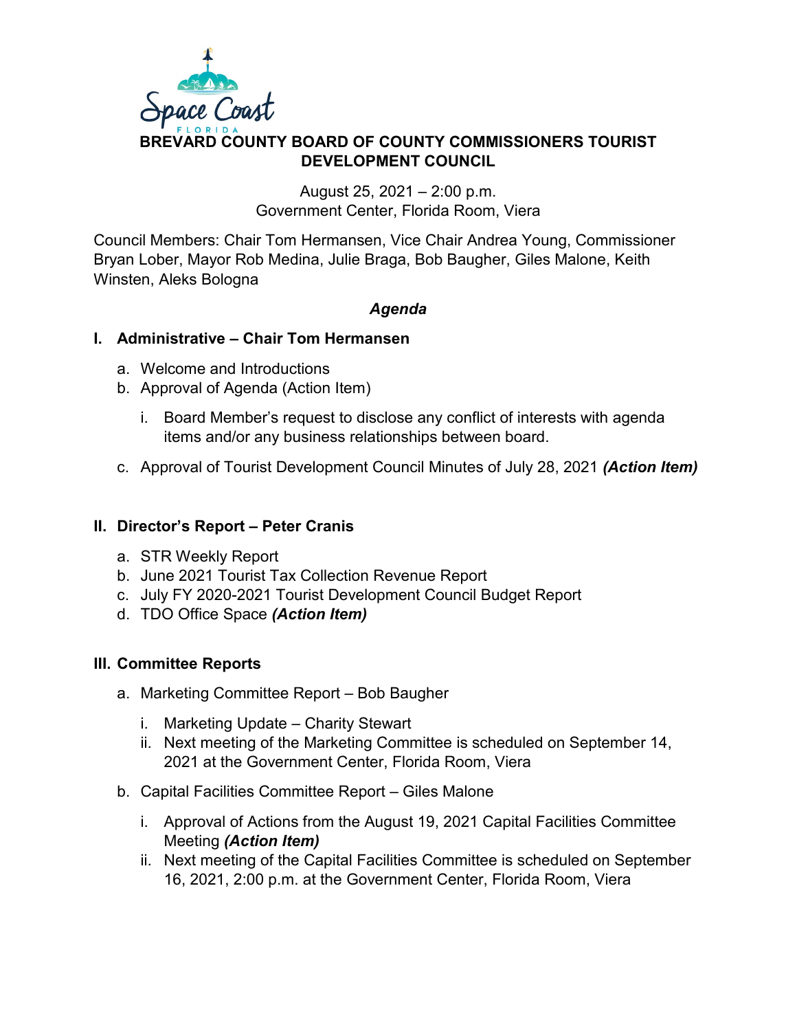# BREVARD COUNTY BOARD OF COUNTY COMMISSIONERS TOURIST DEVELOPMENT COUNCIL

August 25, 2021 – 2:00 p.m.
Government Center, Florida Room, Viera

Council Members: Chair Tom Hermansen, Vice Chair Andrea Young, Commissioner Bryan Lober, Mayor Rob Medina, Julie Braga, Bob Baugher, Giles Malone, Keith Winsten, Aleks Bologna

***Agenda***

## I. Administrative – Chair Tom Hermansen

a. Welcome and Introductions
b. Approval of Agenda (Action Item)
   i. Board Member's request to disclose any conflict of interests with agenda items and/or any business relationships between board.
c. Approval of Tourist Development Council Minutes of July 28, 2021 ***(Action Item)***

## II. Director's Report – Peter Cranis

a. STR Weekly Report
b. June 2021 Tourist Tax Collection Revenue Report
c. July FY 2020-2021 Tourist Development Council Budget Report
d. TDO Office Space ***(Action Item)***

## III. Committee Reports

a. Marketing Committee Report – Bob Baugher
   i. Marketing Update – Charity Stewart
   ii. Next meeting of the Marketing Committee is scheduled on September 14, 2021 at the Government Center, Florida Room, Viera
b. Capital Facilities Committee Report – Giles Malone
   i. Approval of Actions from the August 19, 2021 Capital Facilities Committee Meeting ***(Action Item)***
   ii. Next meeting of the Capital Facilities Committee is scheduled on September 16, 2021, 2:00 p.m. at the Government Center, Florida Room, Viera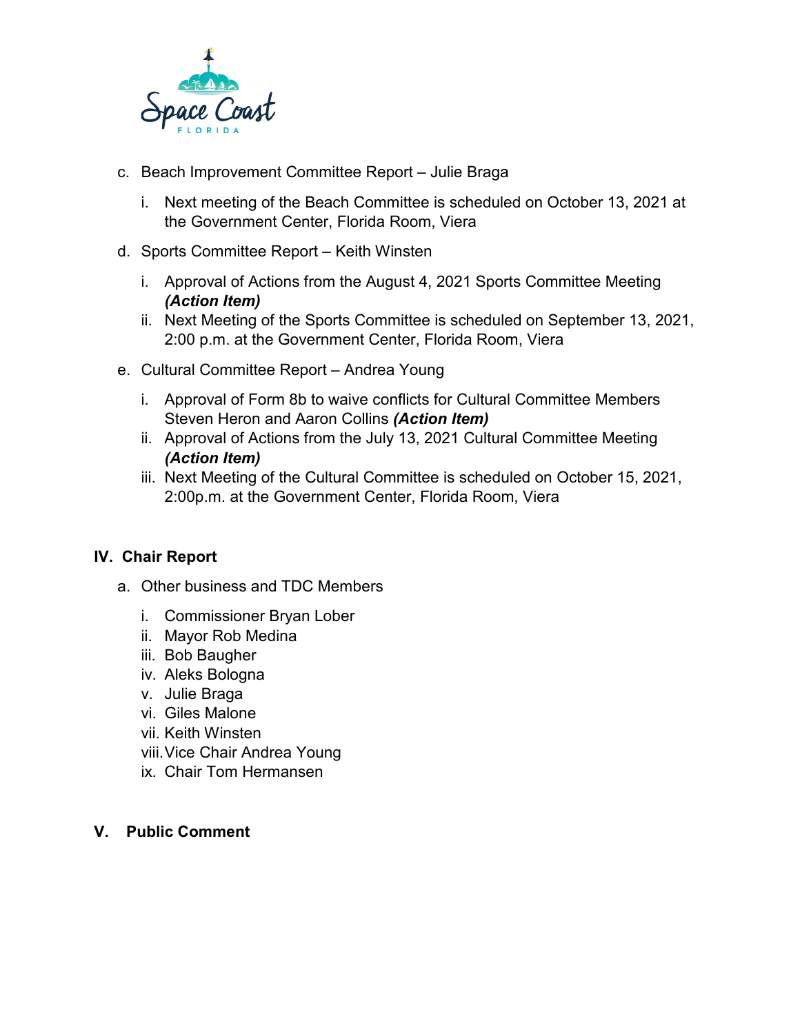c. Beach Improvement Committee Report – Julie Braga

   i. Next meeting of the Beach Committee is scheduled on October 13, 2021 at the Government Center, Florida Room, Viera

d. Sports Committee Report – Keith Winsten

   i. Approval of Actions from the August 4, 2021 Sports Committee Meeting ***(Action Item)***
   ii. Next Meeting of the Sports Committee is scheduled on September 13, 2021, 2:00 p.m. at the Government Center, Florida Room, Viera

e. Cultural Committee Report – Andrea Young

   i. Approval of Form 8b to waive conflicts for Cultural Committee Members Steven Heron and Aaron Collins ***(Action Item)***
   ii. Approval of Actions from the July 13, 2021 Cultural Committee Meeting ***(Action Item)***
   iii. Next Meeting of the Cultural Committee is scheduled on October 15, 2021, 2:00p.m. at the Government Center, Florida Room, Viera

## IV. Chair Report

a. Other business and TDC Members

   i. Commissioner Bryan Lober
   ii. Mayor Rob Medina
   iii. Bob Baugher
   iv. Aleks Bologna
   v. Julie Braga
   vi. Giles Malone
   vii. Keith Winsten
   viii. Vice Chair Andrea Young
   ix. Chair Tom Hermansen

## V. Public Comment